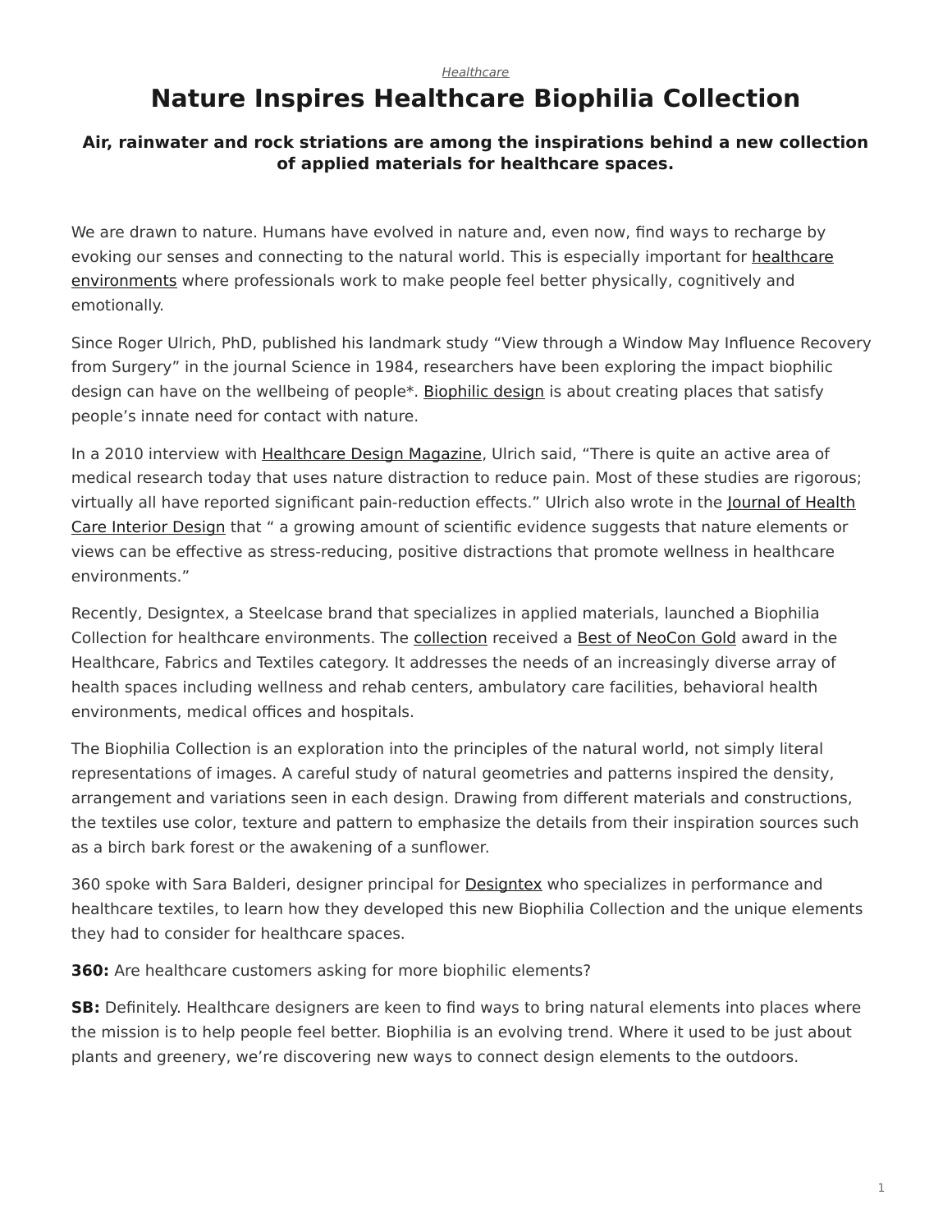*Healthcare*

# Nature Inspires Healthcare Biophilia Collection

### Air, rainwater and rock striations are among the inspirations behind a new collection of applied materials for healthcare spaces.

We are drawn to nature. Humans have evolved in nature and, even now, find ways to recharge by evoking our senses and connecting to the natural world. This is especially important for healthcare environments where professionals work to make people feel better physically, cognitively and emotionally.

Since Roger Ulrich, PhD, published his landmark study "View through a Window May Influence Recovery from Surgery" in the journal Science in 1984, researchers have been exploring the impact biophilic design can have on the wellbeing of people*. Biophilic design is about creating places that satisfy people's innate need for contact with nature.

In a 2010 interview with Healthcare Design Magazine, Ulrich said, "There is quite an active area of medical research today that uses nature distraction to reduce pain. Most of these studies are rigorous; virtually all have reported significant pain-reduction effects." Ulrich also wrote in the Journal of Health Care Interior Design that " a growing amount of scientific evidence suggests that nature elements or views can be effective as stress-reducing, positive distractions that promote wellness in healthcare environments."

Recently, Designtex, a Steelcase brand that specializes in applied materials, launched a Biophilia Collection for healthcare environments. The collection received a Best of NeoCon Gold award in the Healthcare, Fabrics and Textiles category. It addresses the needs of an increasingly diverse array of health spaces including wellness and rehab centers, ambulatory care facilities, behavioral health environments, medical offices and hospitals.

The Biophilia Collection is an exploration into the principles of the natural world, not simply literal representations of images. A careful study of natural geometries and patterns inspired the density, arrangement and variations seen in each design. Drawing from different materials and constructions, the textiles use color, texture and pattern to emphasize the details from their inspiration sources such as a birch bark forest or the awakening of a sunflower.

360 spoke with Sara Balderi, designer principal for Designtex who specializes in performance and healthcare textiles, to learn how they developed this new Biophilia Collection and the unique elements they had to consider for healthcare spaces.

**360:** Are healthcare customers asking for more biophilic elements?

**SB:** Definitely. Healthcare designers are keen to find ways to bring natural elements into places where the mission is to help people feel better. Biophilia is an evolving trend. Where it used to be just about plants and greenery, we're discovering new ways to connect design elements to the outdoors.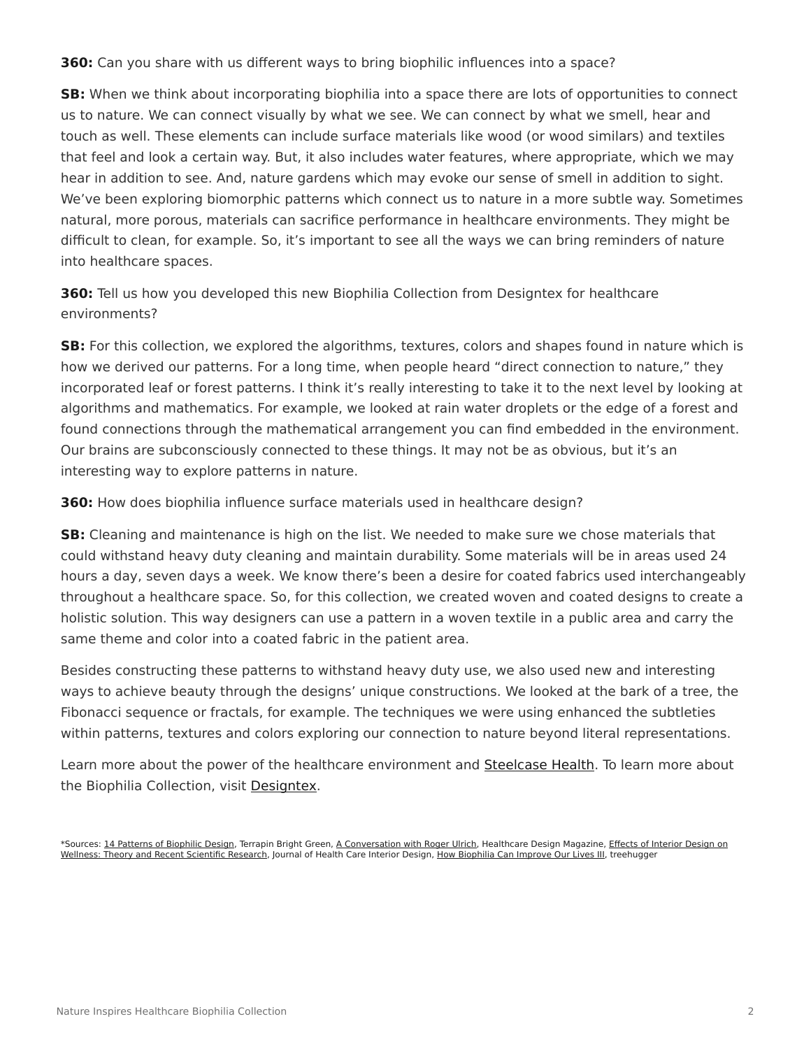**360:** Can you share with us different ways to bring biophilic influences into a space?

**SB:** When we think about incorporating biophilia into a space there are lots of opportunities to connect us to nature. We can connect visually by what we see. We can connect by what we smell, hear and touch as well. These elements can include surface materials like wood (or wood similars) and textiles that feel and look a certain way. But, it also includes water features, where appropriate, which we may hear in addition to see. And, nature gardens which may evoke our sense of smell in addition to sight. We've been exploring biomorphic patterns which connect us to nature in a more subtle way. Sometimes natural, more porous, materials can sacrifice performance in healthcare environments. They might be difficult to clean, for example. So, it's important to see all the ways we can bring reminders of nature into healthcare spaces.

**360:** Tell us how you developed this new Biophilia Collection from Designtex for healthcare environments?

**SB:** For this collection, we explored the algorithms, textures, colors and shapes found in nature which is how we derived our patterns. For a long time, when people heard "direct connection to nature," they incorporated leaf or forest patterns. I think it's really interesting to take it to the next level by looking at algorithms and mathematics. For example, we looked at rain water droplets or the edge of a forest and found connections through the mathematical arrangement you can find embedded in the environment. Our brains are subconsciously connected to these things. It may not be as obvious, but it's an interesting way to explore patterns in nature.

**360:** How does biophilia influence surface materials used in healthcare design?

**SB:** Cleaning and maintenance is high on the list. We needed to make sure we chose materials that could withstand heavy duty cleaning and maintain durability. Some materials will be in areas used 24 hours a day, seven days a week. We know there's been a desire for coated fabrics used interchangeably throughout a healthcare space. So, for this collection, we created woven and coated designs to create a holistic solution. This way designers can use a pattern in a woven textile in a public area and carry the same theme and color into a coated fabric in the patient area.

Besides constructing these patterns to withstand heavy duty use, we also used new and interesting ways to achieve beauty through the designs' unique constructions. We looked at the bark of a tree, the Fibonacci sequence or fractals, for example. The techniques we were using enhanced the subtleties within patterns, textures and colors exploring our connection to nature beyond literal representations.

Learn more about the power of the healthcare environment and Steelcase Health. To learn more about the Biophilia Collection, visit Designtex.

*Sources: 14 Patterns of Biophilic Design, Terrapin Bright Green, A Conversation with Roger Ulrich, Healthcare Design Magazine, Effects of Interior Design on Wellness: Theory and Recent Scientific Research, Journal of Health Care Interior Design, How Biophilia Can Improve Our Lives III, treehugger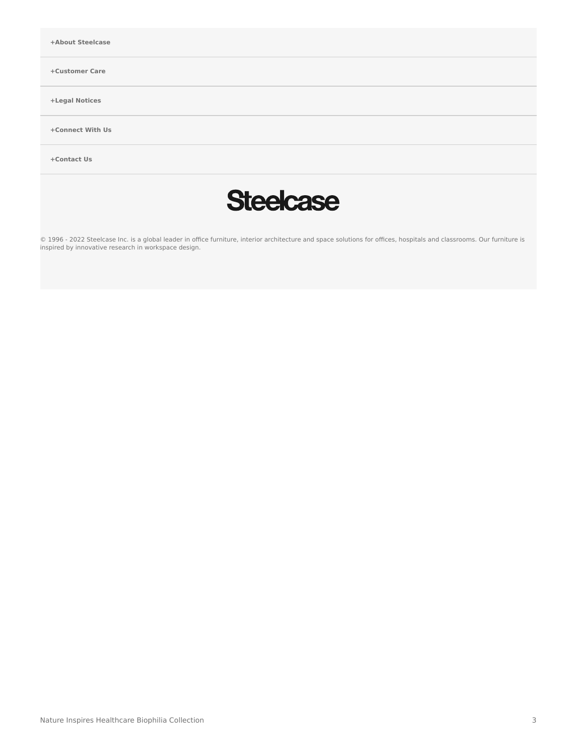**+About Steelcase**

**+Customer Care**

**+Legal Notices**

**+Connect With Us**

**+Contact Us**

Steelcase

© 1996 - 2022 Steelcase Inc. is a global leader in office furniture, interior architecture and space solutions for offices, hospitals and classrooms. Our furniture is inspired by innovative research in workspace design.